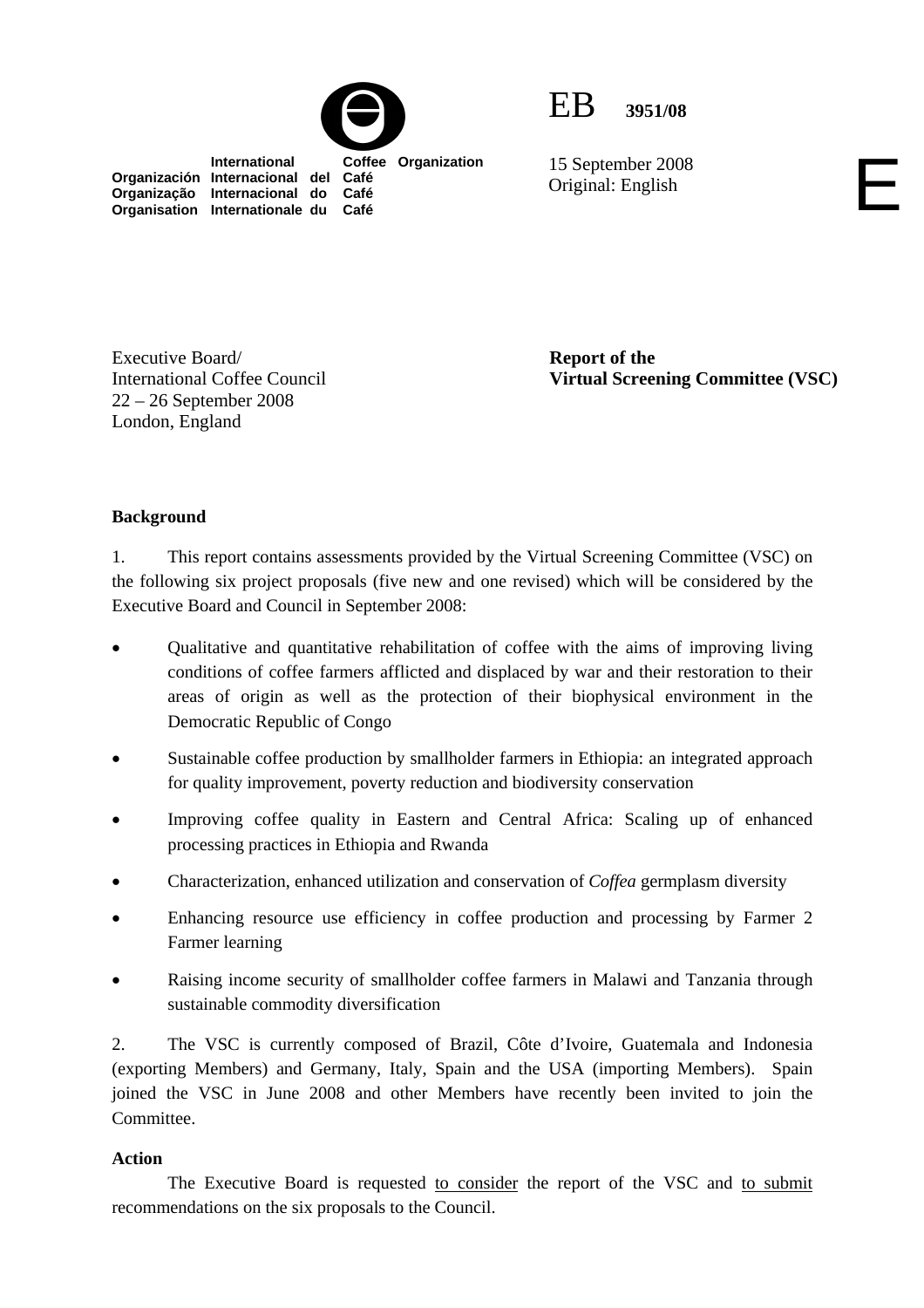International Coffee Organization
Organización Internacional del Café
Organização Internacional do Café
Organisation Internationale du Café

EB 3951/08

15 September 2008
Original: English

E

Executive Board/
International Coffee Council
22 – 26 September 2008
London, England

**Report of the Virtual Screening Committee (VSC)**

**Background**

1. This report contains assessments provided by the Virtual Screening Committee (VSC) on the following six project proposals (five new and one revised) which will be considered by the Executive Board and Council in September 2008:

- Qualitative and quantitative rehabilitation of coffee with the aims of improving living conditions of coffee farmers afflicted and displaced by war and their restoration to their areas of origin as well as the protection of their biophysical environment in the Democratic Republic of Congo
- Sustainable coffee production by smallholder farmers in Ethiopia: an integrated approach for quality improvement, poverty reduction and biodiversity conservation
- Improving coffee quality in Eastern and Central Africa: Scaling up of enhanced processing practices in Ethiopia and Rwanda
- Characterization, enhanced utilization and conservation of *Coffea* germplasm diversity
- Enhancing resource use efficiency in coffee production and processing by Farmer 2 Farmer learning
- Raising income security of smallholder coffee farmers in Malawi and Tanzania through sustainable commodity diversification

2. The VSC is currently composed of Brazil, Côte d'Ivoire, Guatemala and Indonesia (exporting Members) and Germany, Italy, Spain and the USA (importing Members). Spain joined the VSC in June 2008 and other Members have recently been invited to join the Committee.

**Action**

The Executive Board is requested to consider the report of the VSC and to submit recommendations on the six proposals to the Council.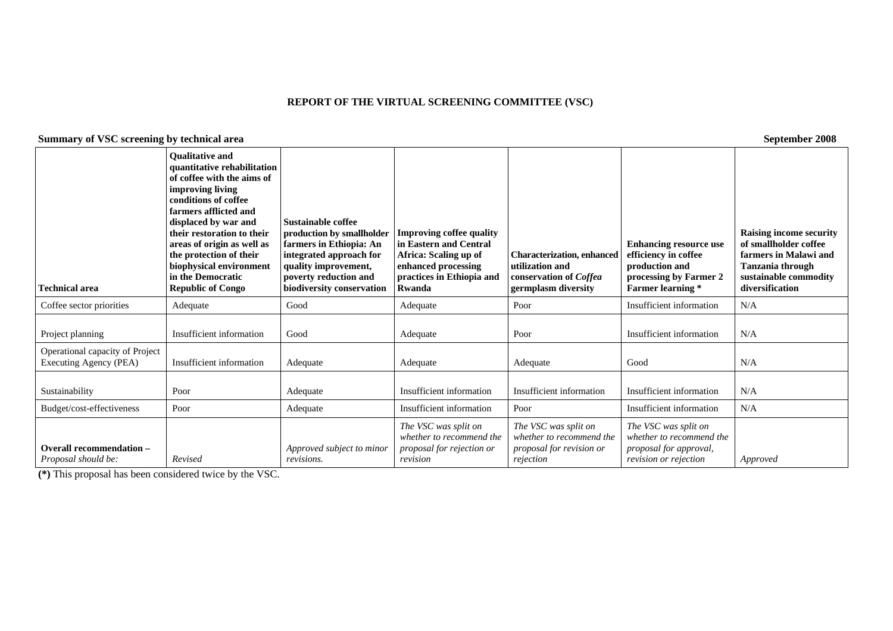**REPORT OF THE VIRTUAL SCREENING COMMITTEE (VSC)**

**Summary of VSC screening by technical area** **September 2008**

| **Technical area** | **Qualitative and quantitative rehabilitation of coffee with the aims of improving living conditions of coffee farmers afflicted and displaced by war and their restoration to their areas of origin as well as the protection of their biophysical environment in the Democratic Republic of Congo** | **Sustainable coffee production by smallholder farmers in Ethiopia: An integrated approach for quality improvement, poverty reduction and biodiversity conservation** | **Improving coffee quality in Eastern and Central Africa: Scaling up of enhanced processing practices in Ethiopia and Rwanda** | **Characterization, enhanced utilization and conservation of *Coffea* germplasm diversity** | **Enhancing resource use efficiency in coffee production and processing by Farmer 2 Farmer learning *** | **Raising income security of smallholder coffee farmers in Malawi and Tanzania through sustainable commodity diversification** |
|---|---|---|---|---|---|---|
| Coffee sector priorities | Adequate | Good | Adequate | Poor | Insufficient information | N/A |
| Project planning | Insufficient information | Good | Adequate | Poor | Insufficient information | N/A |
| Operational capacity of Project Executing Agency (PEA) | Insufficient information | Adequate | Adequate | Adequate | Good | N/A |
| Sustainability | Poor | Adequate | Insufficient information | Insufficient information | Insufficient information | N/A |
| Budget/cost-effectiveness | Poor | Adequate | Insufficient information | Poor | Insufficient information | N/A |
| **Overall recommendation –** *Proposal should be:* | *Revised* | *Approved subject to minor revisions.* | *The VSC was split on whether to recommend the proposal for rejection or revision* | *The VSC was split on whether to recommend the proposal for revision or rejection* | *The VSC was split on whether to recommend the proposal for approval, revision or rejection* | *Approved* |

**(*)** This proposal has been considered twice by the VSC.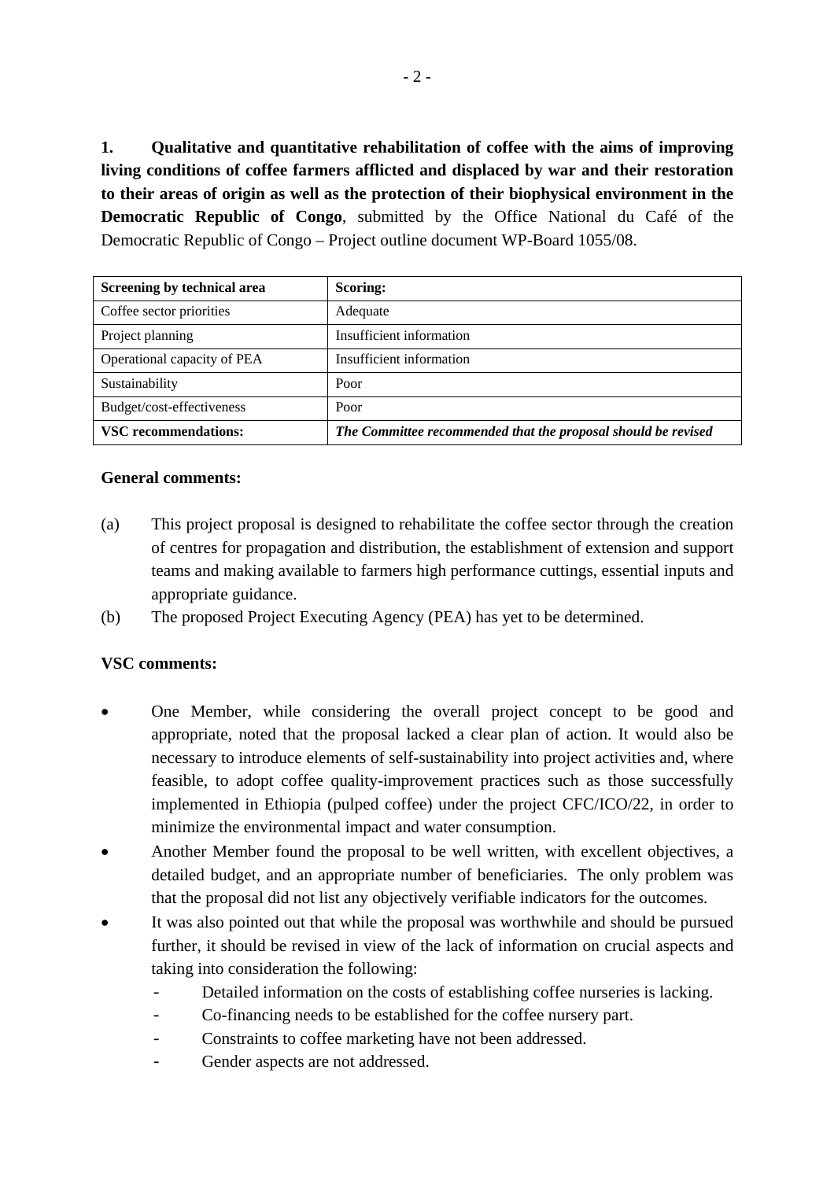**1. Qualitative and quantitative rehabilitation of coffee with the aims of improving living conditions of coffee farmers afflicted and displaced by war and their restoration to their areas of origin as well as the protection of their biophysical environment in the Democratic Republic of Congo**, submitted by the Office National du Café of the Democratic Republic of Congo – Project outline document WP-Board 1055/08.

| **Screening by technical area** | **Scoring:** |
|---|---|
| Coffee sector priorities | Adequate |
| Project planning | Insufficient information |
| Operational capacity of PEA | Insufficient information |
| Sustainability | Poor |
| Budget/cost-effectiveness | Poor |
| **VSC recommendations:** | ***The Committee recommended that the proposal should be revised*** |

**General comments:**

(a) This project proposal is designed to rehabilitate the coffee sector through the creation of centres for propagation and distribution, the establishment of extension and support teams and making available to farmers high performance cuttings, essential inputs and appropriate guidance.

(b) The proposed Project Executing Agency (PEA) has yet to be determined.

**VSC comments:**

- One Member, while considering the overall project concept to be good and appropriate, noted that the proposal lacked a clear plan of action. It would also be necessary to introduce elements of self-sustainability into project activities and, where feasible, to adopt coffee quality-improvement practices such as those successfully implemented in Ethiopia (pulped coffee) under the project CFC/ICO/22, in order to minimize the environmental impact and water consumption.
- Another Member found the proposal to be well written, with excellent objectives, a detailed budget, and an appropriate number of beneficiaries. The only problem was that the proposal did not list any objectively verifiable indicators for the outcomes.
- It was also pointed out that while the proposal was worthwhile and should be pursued further, it should be revised in view of the lack of information on crucial aspects and taking into consideration the following:
  - Detailed information on the costs of establishing coffee nurseries is lacking.
  - Co-financing needs to be established for the coffee nursery part.
  - Constraints to coffee marketing have not been addressed.
  - Gender aspects are not addressed.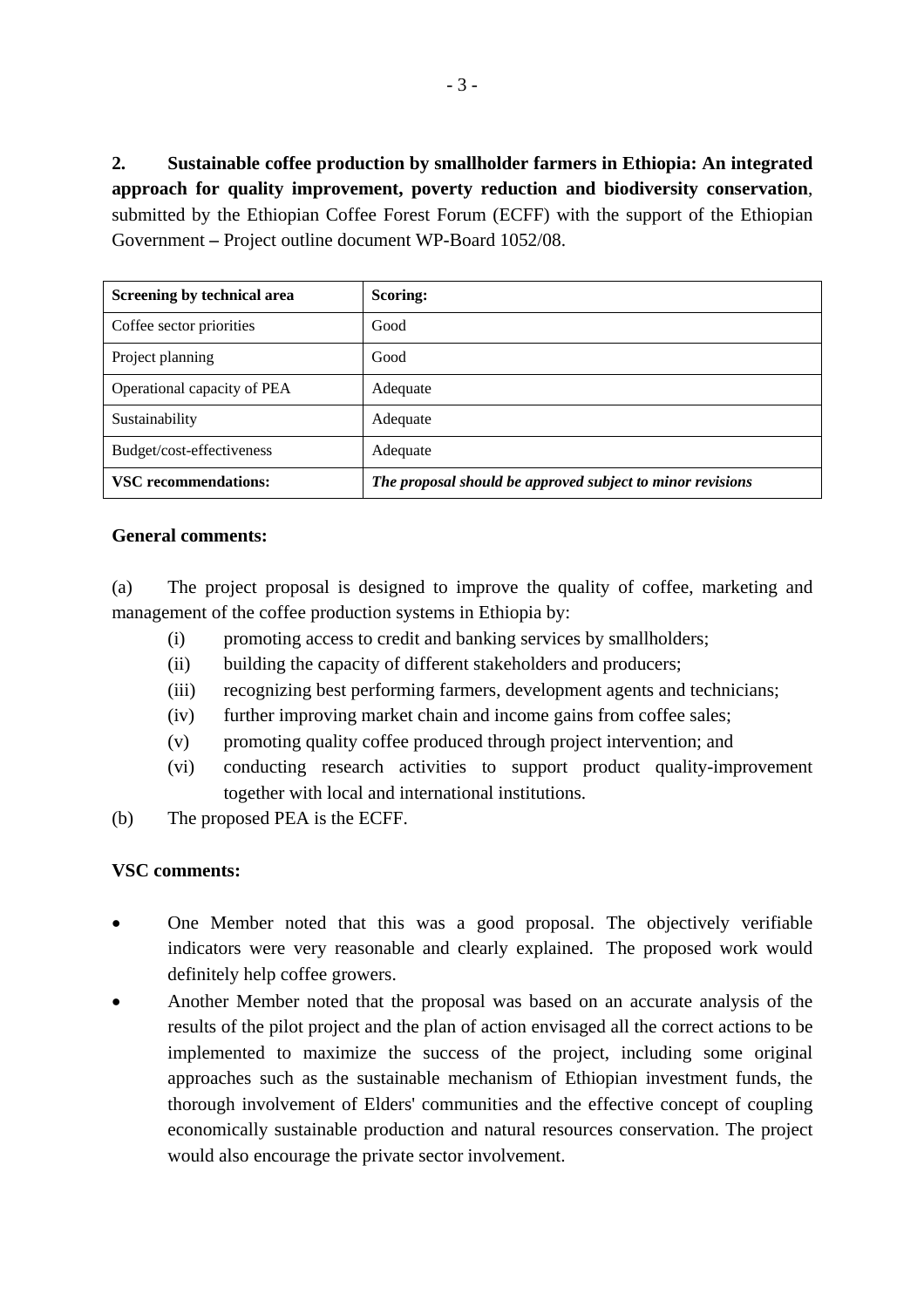**2. Sustainable coffee production by smallholder farmers in Ethiopia: An integrated approach for quality improvement, poverty reduction and biodiversity conservation**, submitted by the Ethiopian Coffee Forest Forum (ECFF) with the support of the Ethiopian Government – Project outline document WP-Board 1052/08.

| **Screening by technical area** | **Scoring:** |
|---|---|
| Coffee sector priorities | Good |
| Project planning | Good |
| Operational capacity of PEA | Adequate |
| Sustainability | Adequate |
| Budget/cost-effectiveness | Adequate |
| **VSC recommendations:** | ***The proposal should be approved subject to minor revisions*** |

**General comments:**

(a) The project proposal is designed to improve the quality of coffee, marketing and management of the coffee production systems in Ethiopia by:

- (i) promoting access to credit and banking services by smallholders;
- (ii) building the capacity of different stakeholders and producers;
- (iii) recognizing best performing farmers, development agents and technicians;
- (iv) further improving market chain and income gains from coffee sales;
- (v) promoting quality coffee produced through project intervention; and
- (vi) conducting research activities to support product quality-improvement together with local and international institutions.

(b) The proposed PEA is the ECFF.

**VSC comments:**

- One Member noted that this was a good proposal. The objectively verifiable indicators were very reasonable and clearly explained. The proposed work would definitely help coffee growers.
- Another Member noted that the proposal was based on an accurate analysis of the results of the pilot project and the plan of action envisaged all the correct actions to be implemented to maximize the success of the project, including some original approaches such as the sustainable mechanism of Ethiopian investment funds, the thorough involvement of Elders' communities and the effective concept of coupling economically sustainable production and natural resources conservation. The project would also encourage the private sector involvement.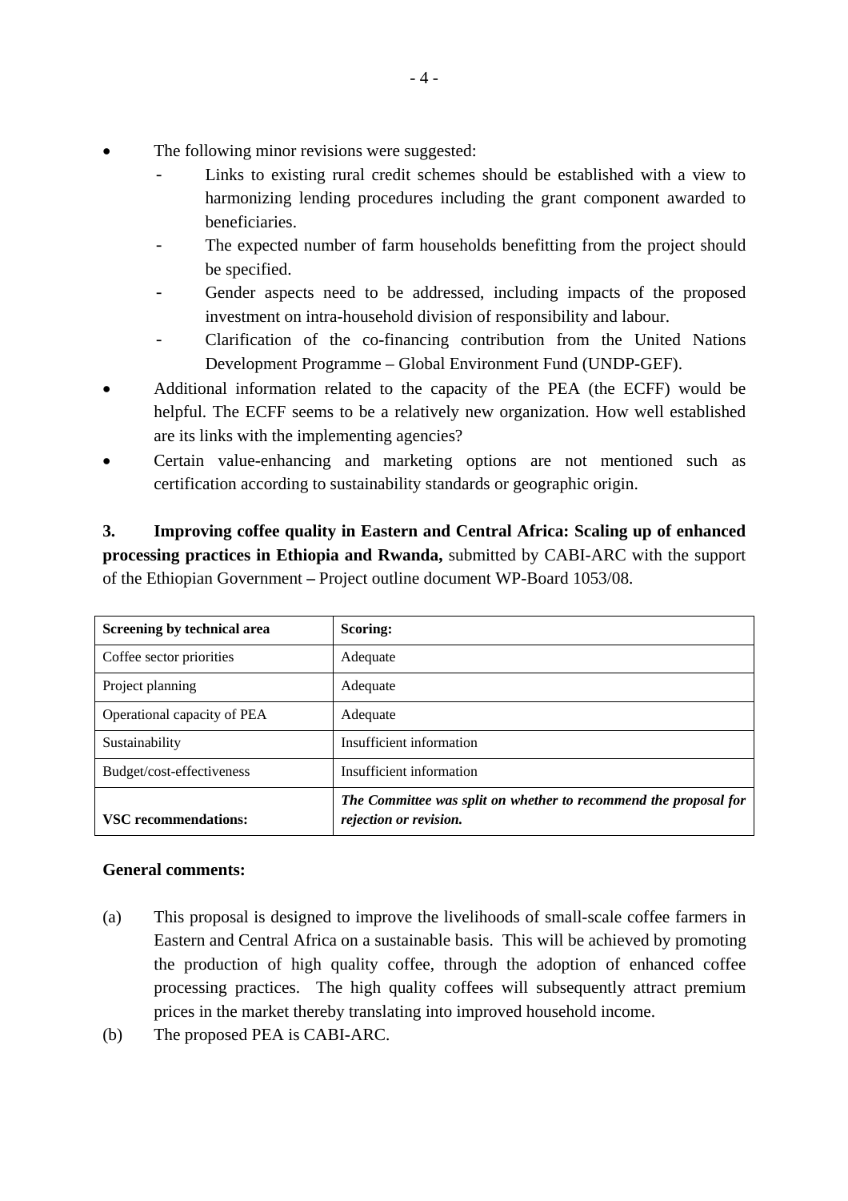- The following minor revisions were suggested:
  - Links to existing rural credit schemes should be established with a view to harmonizing lending procedures including the grant component awarded to beneficiaries.
  - The expected number of farm households benefitting from the project should be specified.
  - Gender aspects need to be addressed, including impacts of the proposed investment on intra-household division of responsibility and labour.
  - Clarification of the co-financing contribution from the United Nations Development Programme – Global Environment Fund (UNDP-GEF).
- Additional information related to the capacity of the PEA (the ECFF) would be helpful. The ECFF seems to be a relatively new organization. How well established are its links with the implementing agencies?
- Certain value-enhancing and marketing options are not mentioned such as certification according to sustainability standards or geographic origin.

**3. Improving coffee quality in Eastern and Central Africa: Scaling up of enhanced processing practices in Ethiopia and Rwanda,** submitted by CABI-ARC with the support of the Ethiopian Government **–** Project outline document WP-Board 1053/08.

| **Screening by technical area** | **Scoring:** |
|---|---|
| Coffee sector priorities | Adequate |
| Project planning | Adequate |
| Operational capacity of PEA | Adequate |
| Sustainability | Insufficient information |
| Budget/cost-effectiveness | Insufficient information |
| **VSC recommendations:** | ***The Committee was split on whether to recommend the proposal for rejection or revision.*** |

**General comments:**

(a) This proposal is designed to improve the livelihoods of small-scale coffee farmers in Eastern and Central Africa on a sustainable basis. This will be achieved by promoting the production of high quality coffee, through the adoption of enhanced coffee processing practices. The high quality coffees will subsequently attract premium prices in the market thereby translating into improved household income.

(b) The proposed PEA is CABI-ARC.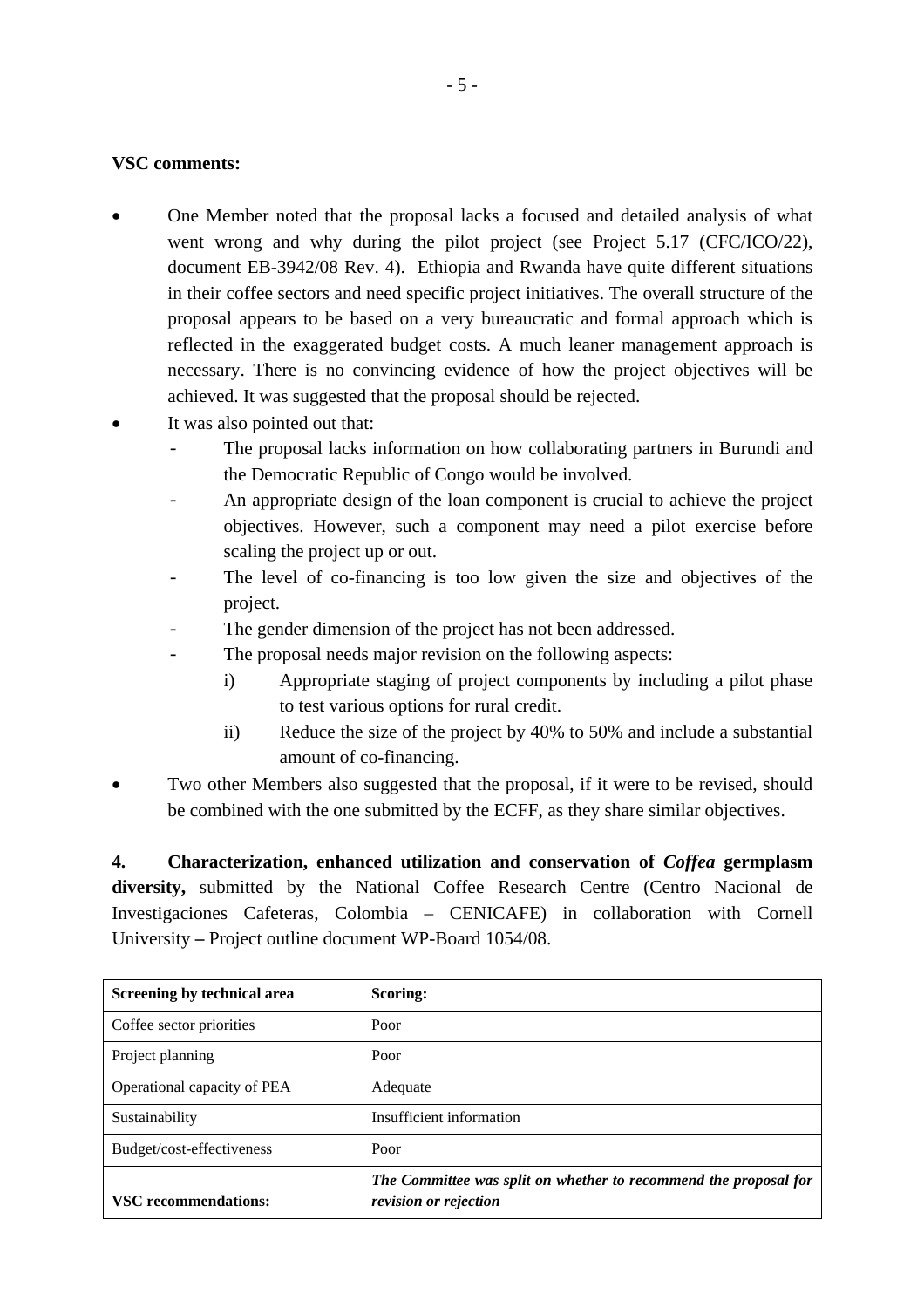**VSC comments:**

- One Member noted that the proposal lacks a focused and detailed analysis of what went wrong and why during the pilot project (see Project 5.17 (CFC/ICO/22), document EB-3942/08 Rev. 4). Ethiopia and Rwanda have quite different situations in their coffee sectors and need specific project initiatives. The overall structure of the proposal appears to be based on a very bureaucratic and formal approach which is reflected in the exaggerated budget costs. A much leaner management approach is necessary. There is no convincing evidence of how the project objectives will be achieved. It was suggested that the proposal should be rejected.
- It was also pointed out that:
  - The proposal lacks information on how collaborating partners in Burundi and the Democratic Republic of Congo would be involved.
  - An appropriate design of the loan component is crucial to achieve the project objectives. However, such a component may need a pilot exercise before scaling the project up or out.
  - The level of co-financing is too low given the size and objectives of the project.
  - The gender dimension of the project has not been addressed.
  - The proposal needs major revision on the following aspects:
    - i) Appropriate staging of project components by including a pilot phase to test various options for rural credit.
    - ii) Reduce the size of the project by 40% to 50% and include a substantial amount of co-financing.
- Two other Members also suggested that the proposal, if it were to be revised, should be combined with the one submitted by the ECFF, as they share similar objectives.

**4. Characterization, enhanced utilization and conservation of *Coffea* germplasm diversity,** submitted by the National Coffee Research Centre (Centro Nacional de Investigaciones Cafeteras, Colombia – CENICAFE) in collaboration with Cornell University **–** Project outline document WP-Board 1054/08.

| **Screening by technical area** | **Scoring:** |
|---|---|
| Coffee sector priorities | Poor |
| Project planning | Poor |
| Operational capacity of PEA | Adequate |
| Sustainability | Insufficient information |
| Budget/cost-effectiveness | Poor |
| **VSC recommendations:** | ***The Committee was split on whether to recommend the proposal for revision or rejection*** |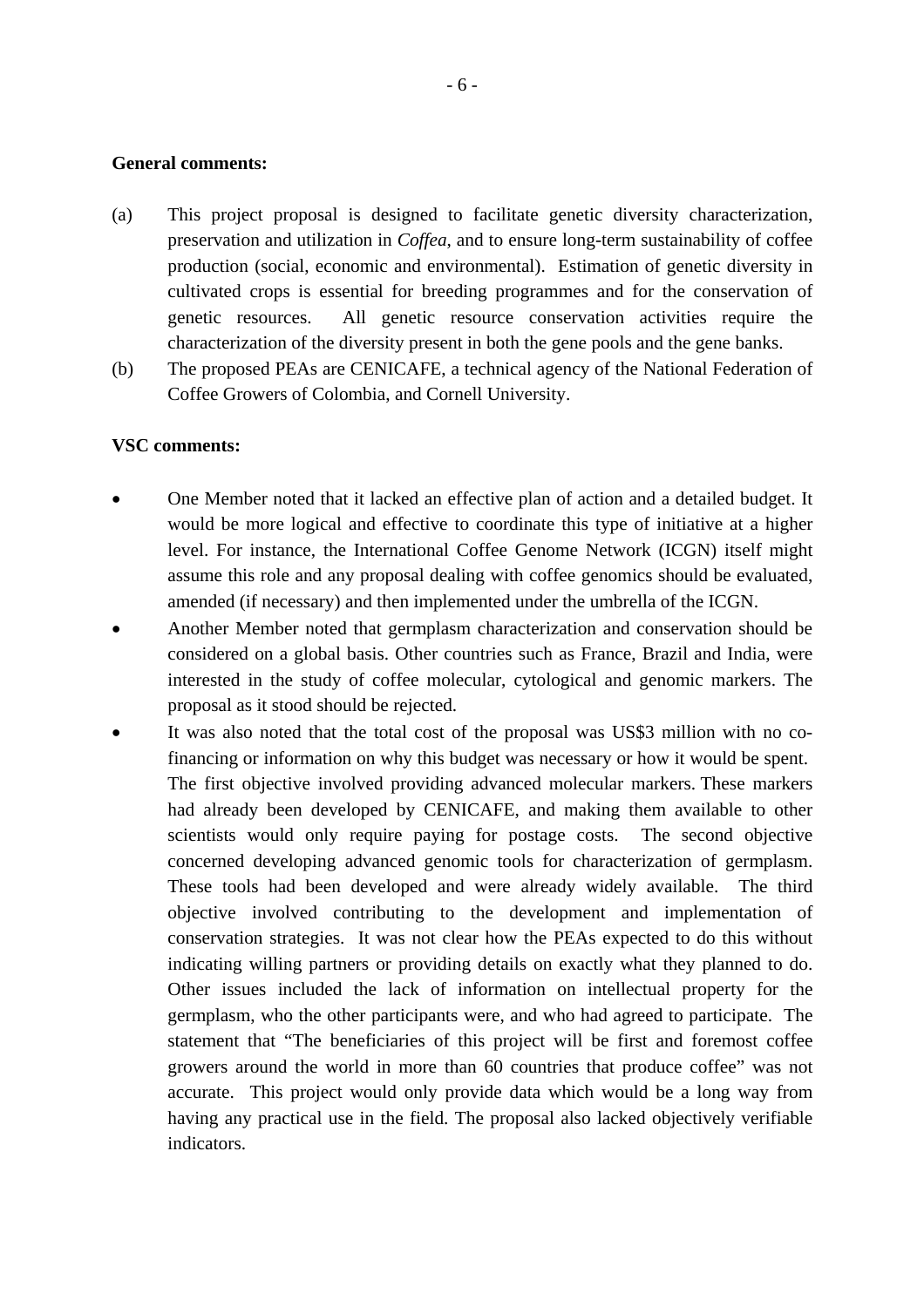**General comments:**

(a) This project proposal is designed to facilitate genetic diversity characterization, preservation and utilization in *Coffea*, and to ensure long-term sustainability of coffee production (social, economic and environmental). Estimation of genetic diversity in cultivated crops is essential for breeding programmes and for the conservation of genetic resources. All genetic resource conservation activities require the characterization of the diversity present in both the gene pools and the gene banks.

(b) The proposed PEAs are CENICAFE, a technical agency of the National Federation of Coffee Growers of Colombia, and Cornell University.

**VSC comments:**

- One Member noted that it lacked an effective plan of action and a detailed budget. It would be more logical and effective to coordinate this type of initiative at a higher level. For instance, the International Coffee Genome Network (ICGN) itself might assume this role and any proposal dealing with coffee genomics should be evaluated, amended (if necessary) and then implemented under the umbrella of the ICGN.
- Another Member noted that germplasm characterization and conservation should be considered on a global basis. Other countries such as France, Brazil and India, were interested in the study of coffee molecular, cytological and genomic markers. The proposal as it stood should be rejected.
- It was also noted that the total cost of the proposal was US$3 million with no co-financing or information on why this budget was necessary or how it would be spent. The first objective involved providing advanced molecular markers. These markers had already been developed by CENICAFE, and making them available to other scientists would only require paying for postage costs. The second objective concerned developing advanced genomic tools for characterization of germplasm. These tools had been developed and were already widely available. The third objective involved contributing to the development and implementation of conservation strategies. It was not clear how the PEAs expected to do this without indicating willing partners or providing details on exactly what they planned to do. Other issues included the lack of information on intellectual property for the germplasm, who the other participants were, and who had agreed to participate. The statement that "The beneficiaries of this project will be first and foremost coffee growers around the world in more than 60 countries that produce coffee" was not accurate. This project would only provide data which would be a long way from having any practical use in the field. The proposal also lacked objectively verifiable indicators.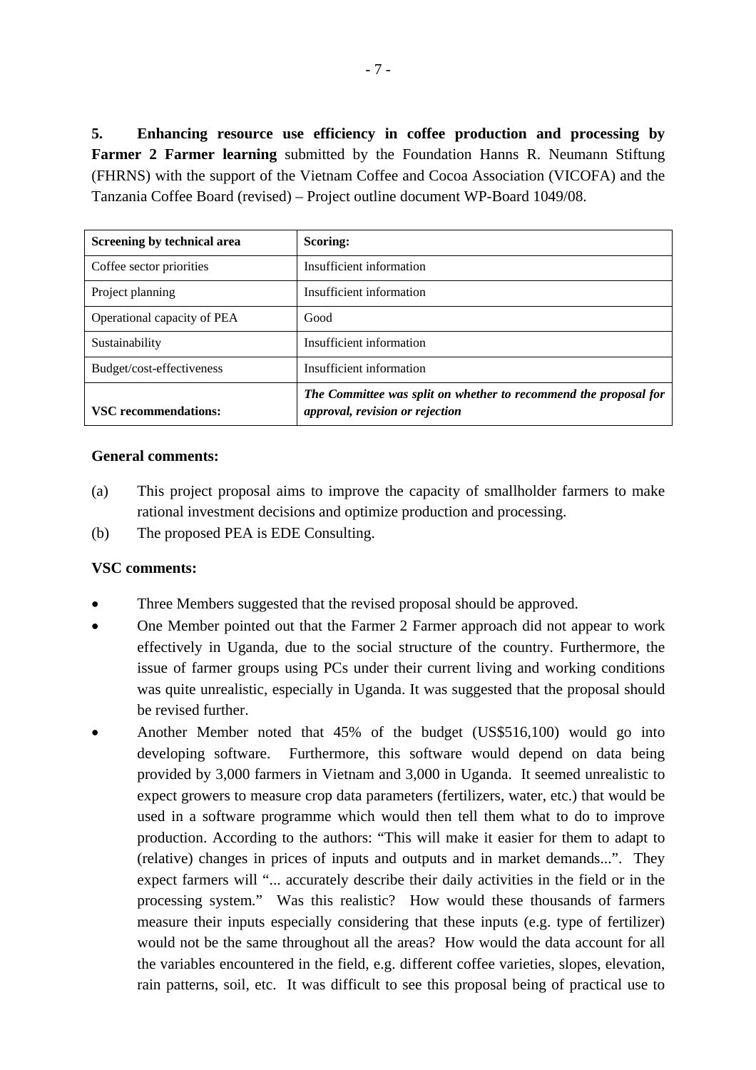**5. Enhancing resource use efficiency in coffee production and processing by Farmer 2 Farmer learning** submitted by the Foundation Hanns R. Neumann Stiftung (FHRNS) with the support of the Vietnam Coffee and Cocoa Association (VICOFA) and the Tanzania Coffee Board (revised) – Project outline document WP-Board 1049/08.

| Screening by technical area | Scoring: |
|---|---|
| Coffee sector priorities | Insufficient information |
| Project planning | Insufficient information |
| Operational capacity of PEA | Good |
| Sustainability | Insufficient information |
| Budget/cost-effectiveness | Insufficient information |
| **VSC recommendations:** | ***The Committee was split on whether to recommend the proposal for approval, revision or rejection*** |

**General comments:**

(a) This project proposal aims to improve the capacity of smallholder farmers to make rational investment decisions and optimize production and processing.

(b) The proposed PEA is EDE Consulting.

**VSC comments:**

- Three Members suggested that the revised proposal should be approved.
- One Member pointed out that the Farmer 2 Farmer approach did not appear to work effectively in Uganda, due to the social structure of the country. Furthermore, the issue of farmer groups using PCs under their current living and working conditions was quite unrealistic, especially in Uganda. It was suggested that the proposal should be revised further.
- Another Member noted that 45% of the budget (US$516,100) would go into developing software. Furthermore, this software would depend on data being provided by 3,000 farmers in Vietnam and 3,000 in Uganda. It seemed unrealistic to expect growers to measure crop data parameters (fertilizers, water, etc.) that would be used in a software programme which would then tell them what to do to improve production. According to the authors: "This will make it easier for them to adapt to (relative) changes in prices of inputs and outputs and in market demands...". They expect farmers will "... accurately describe their daily activities in the field or in the processing system." Was this realistic? How would these thousands of farmers measure their inputs especially considering that these inputs (e.g. type of fertilizer) would not be the same throughout all the areas? How would the data account for all the variables encountered in the field, e.g. different coffee varieties, slopes, elevation, rain patterns, soil, etc. It was difficult to see this proposal being of practical use to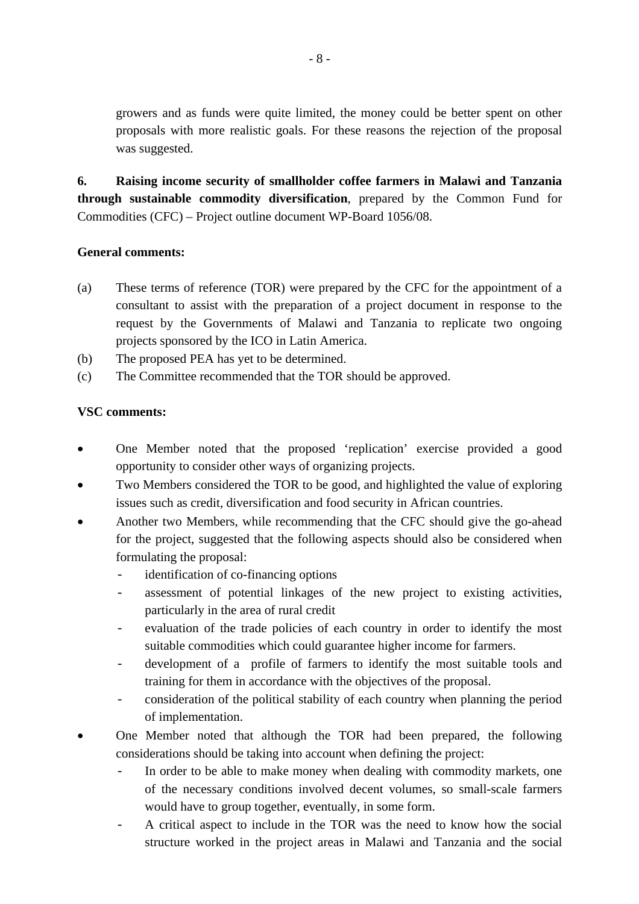growers and as funds were quite limited, the money could be better spent on other proposals with more realistic goals. For these reasons the rejection of the proposal was suggested.

**6. Raising income security of smallholder coffee farmers in Malawi and Tanzania through sustainable commodity diversification**, prepared by the Common Fund for Commodities (CFC) – Project outline document WP-Board 1056/08.

**General comments:**

(a) These terms of reference (TOR) were prepared by the CFC for the appointment of a consultant to assist with the preparation of a project document in response to the request by the Governments of Malawi and Tanzania to replicate two ongoing projects sponsored by the ICO in Latin America.

(b) The proposed PEA has yet to be determined.

(c) The Committee recommended that the TOR should be approved.

**VSC comments:**

- One Member noted that the proposed 'replication' exercise provided a good opportunity to consider other ways of organizing projects.
- Two Members considered the TOR to be good, and highlighted the value of exploring issues such as credit, diversification and food security in African countries.
- Another two Members, while recommending that the CFC should give the go-ahead for the project, suggested that the following aspects should also be considered when formulating the proposal:
  - identification of co-financing options
  - assessment of potential linkages of the new project to existing activities, particularly in the area of rural credit
  - evaluation of the trade policies of each country in order to identify the most suitable commodities which could guarantee higher income for farmers.
  - development of a profile of farmers to identify the most suitable tools and training for them in accordance with the objectives of the proposal.
  - consideration of the political stability of each country when planning the period of implementation.
- One Member noted that although the TOR had been prepared, the following considerations should be taking into account when defining the project:
  - In order to be able to make money when dealing with commodity markets, one of the necessary conditions involved decent volumes, so small-scale farmers would have to group together, eventually, in some form.
  - A critical aspect to include in the TOR was the need to know how the social structure worked in the project areas in Malawi and Tanzania and the social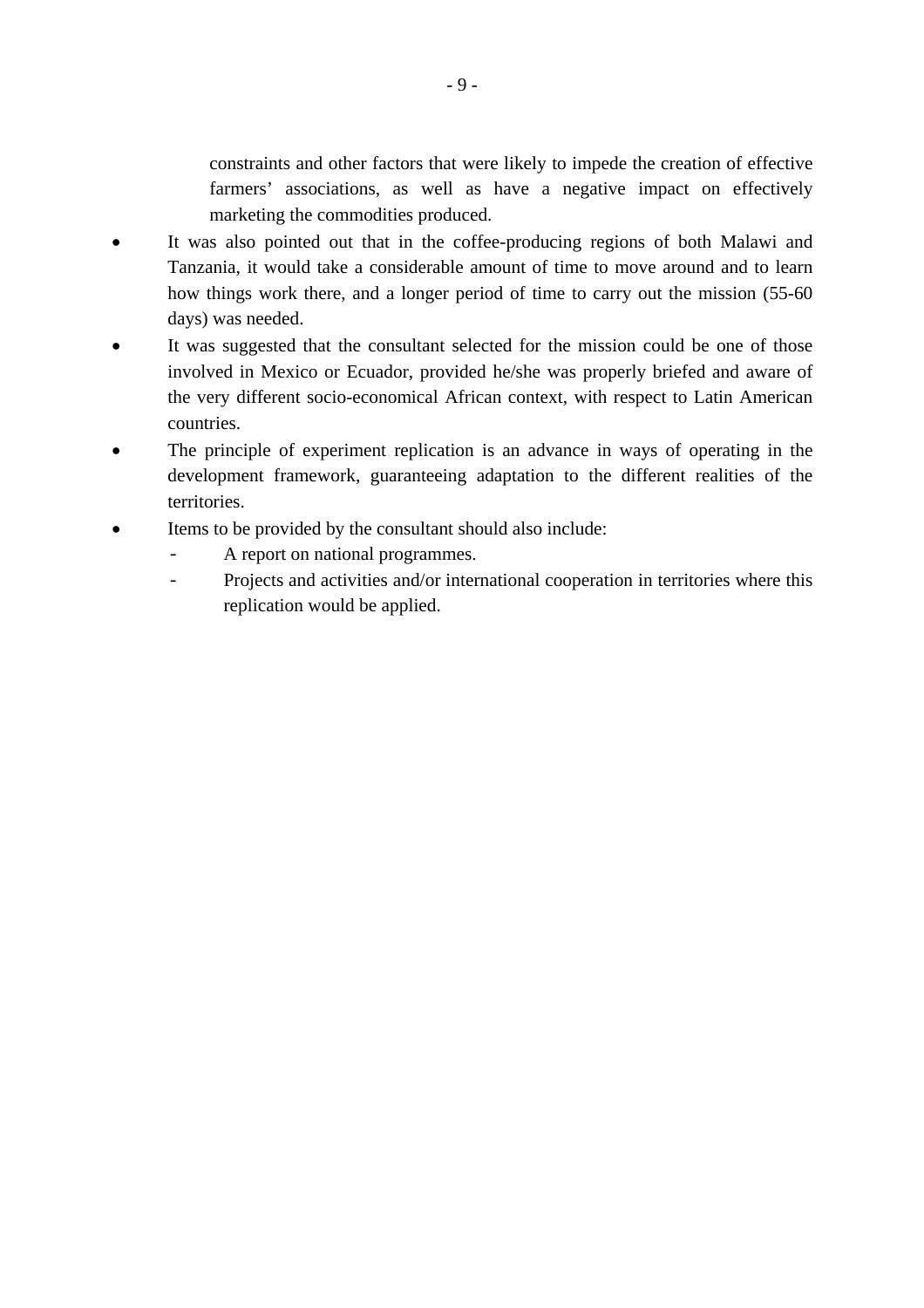constraints and other factors that were likely to impede the creation of effective farmers' associations, as well as have a negative impact on effectively marketing the commodities produced.

- It was also pointed out that in the coffee-producing regions of both Malawi and Tanzania, it would take a considerable amount of time to move around and to learn how things work there, and a longer period of time to carry out the mission (55-60 days) was needed.
- It was suggested that the consultant selected for the mission could be one of those involved in Mexico or Ecuador, provided he/she was properly briefed and aware of the very different socio-economical African context, with respect to Latin American countries.
- The principle of experiment replication is an advance in ways of operating in the development framework, guaranteeing adaptation to the different realities of the territories.
- Items to be provided by the consultant should also include:
    - A report on national programmes.
    - Projects and activities and/or international cooperation in territories where this replication would be applied.